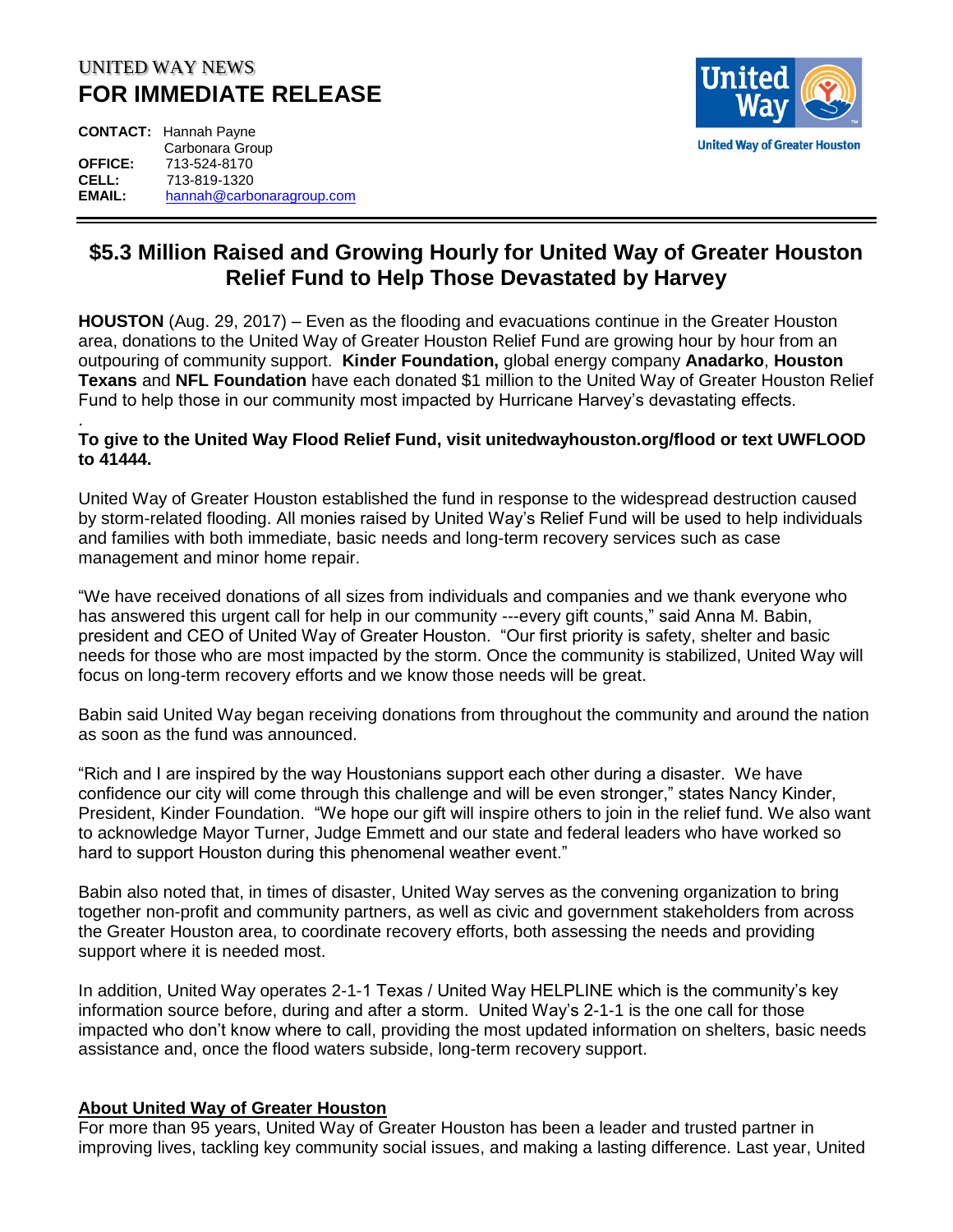UNITED WAY NEWS

# FOR IMMEDIATE RELEASE

**CONTACT:** Hannah Payne
Carbonara Group
**OFFICE:** 713-524-8170
**CELL:** 713-819-1320
**EMAIL:** hannah@carbonaragroup.com

United Way of Greater Houston

---

## $5.3 Million Raised and Growing Hourly for United Way of Greater Houston Relief Fund to Help Those Devastated by Harvey

**HOUSTON** (Aug. 29, 2017) – Even as the flooding and evacuations continue in the Greater Houston area, donations to the United Way of Greater Houston Relief Fund are growing hour by hour from an outpouring of community support. **Kinder Foundation,** global energy company **Anadarko**, **Houston Texans** and **NFL Foundation** have each donated $1 million to the United Way of Greater Houston Relief Fund to help those in our community most impacted by Hurricane Harvey's devastating effects.

.

**To give to the United Way Flood Relief Fund, visit unitedwayhouston.org/flood or text UWFLOOD to 41444.**

United Way of Greater Houston established the fund in response to the widespread destruction caused by storm-related flooding. All monies raised by United Way's Relief Fund will be used to help individuals and families with both immediate, basic needs and long-term recovery services such as case management and minor home repair.

"We have received donations of all sizes from individuals and companies and we thank everyone who has answered this urgent call for help in our community ---every gift counts," said Anna M. Babin, president and CEO of United Way of Greater Houston. "Our first priority is safety, shelter and basic needs for those who are most impacted by the storm. Once the community is stabilized, United Way will focus on long-term recovery efforts and we know those needs will be great.

Babin said United Way began receiving donations from throughout the community and around the nation as soon as the fund was announced.

"Rich and I are inspired by the way Houstonians support each other during a disaster. We have confidence our city will come through this challenge and will be even stronger," states Nancy Kinder, President, Kinder Foundation. "We hope our gift will inspire others to join in the relief fund. We also want to acknowledge Mayor Turner, Judge Emmett and our state and federal leaders who have worked so hard to support Houston during this phenomenal weather event."

Babin also noted that, in times of disaster, United Way serves as the convening organization to bring together non-profit and community partners, as well as civic and government stakeholders from across the Greater Houston area, to coordinate recovery efforts, both assessing the needs and providing support where it is needed most.

In addition, United Way operates 2-1-1 Texas / United Way HELPLINE which is the community's key information source before, during and after a storm. United Way's 2-1-1 is the one call for those impacted who don't know where to call, providing the most updated information on shelters, basic needs assistance and, once the flood waters subside, long-term recovery support.

**About United Way of Greater Houston**

For more than 95 years, United Way of Greater Houston has been a leader and trusted partner in improving lives, tackling key community social issues, and making a lasting difference. Last year, United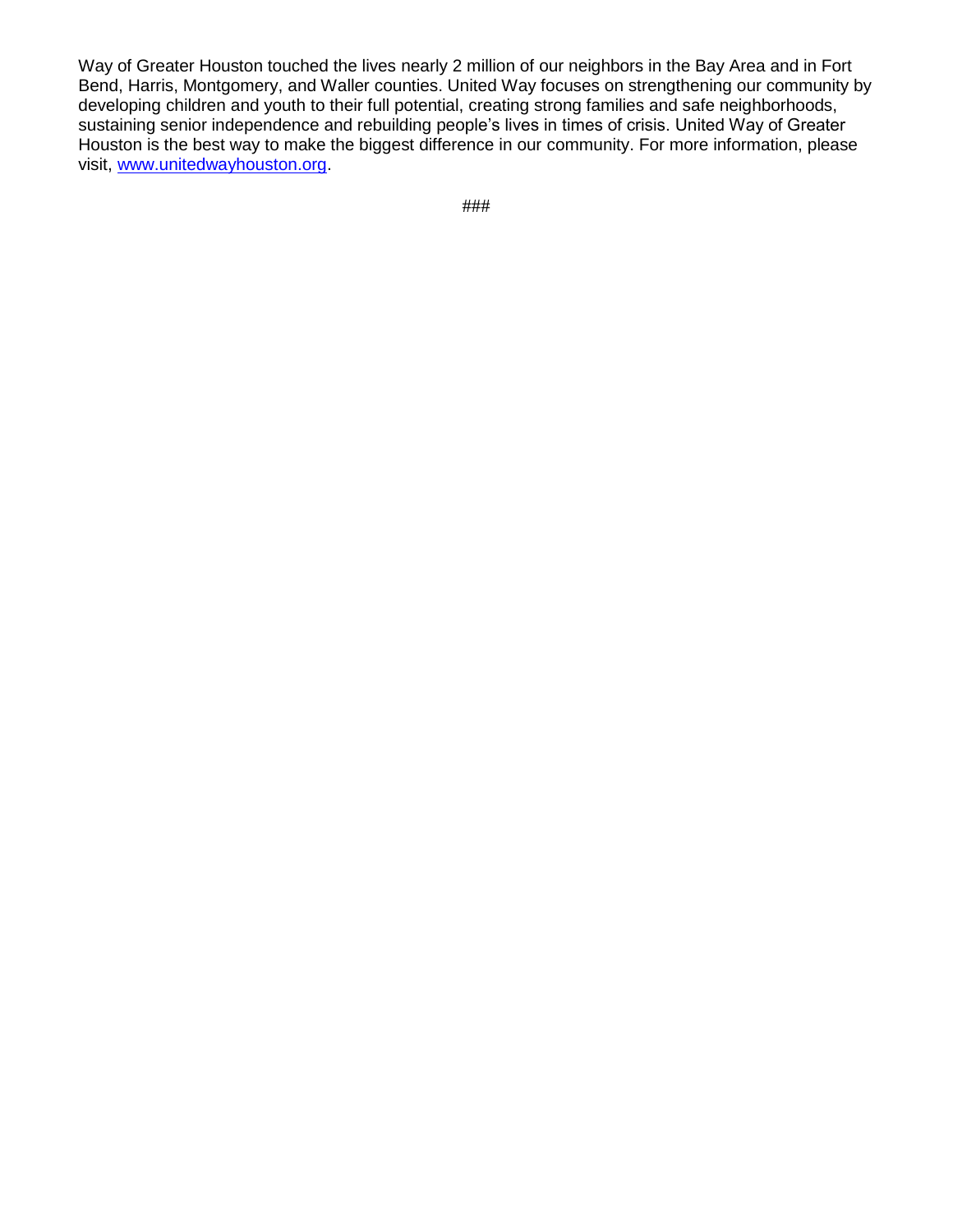Way of Greater Houston touched the lives nearly 2 million of our neighbors in the Bay Area and in Fort Bend, Harris, Montgomery, and Waller counties. United Way focuses on strengthening our community by developing children and youth to their full potential, creating strong families and safe neighborhoods, sustaining senior independence and rebuilding people's lives in times of crisis. United Way of Greater Houston is the best way to make the biggest difference in our community. For more information, please visit, [www.unitedwayhouston.org](http://www.unitedwayhouston.org).

###